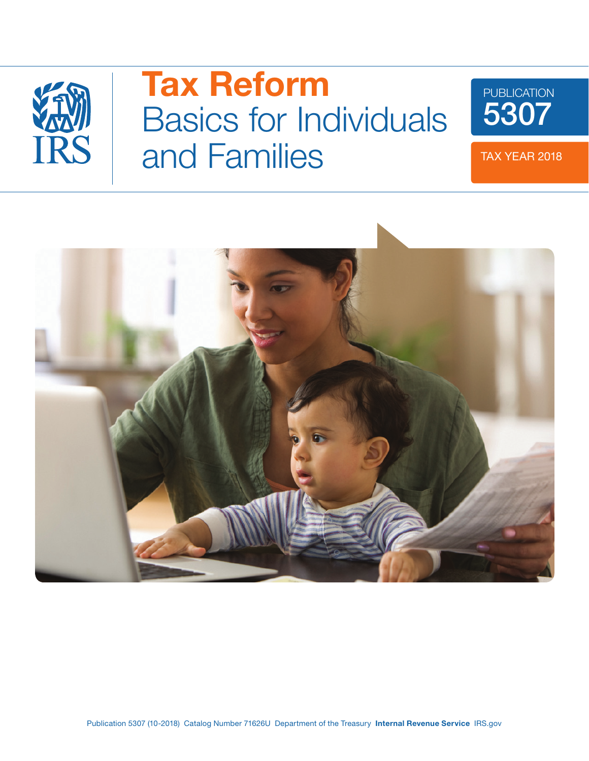IRS

# Tax Reform

## Basics for Individuals and Families

PUBLICATION **5307**

TAX YEAR 2018

Publication 5307 (10-2018) Catalog Number 71626U Department of the Treasury **Internal Revenue Service** IRS.gov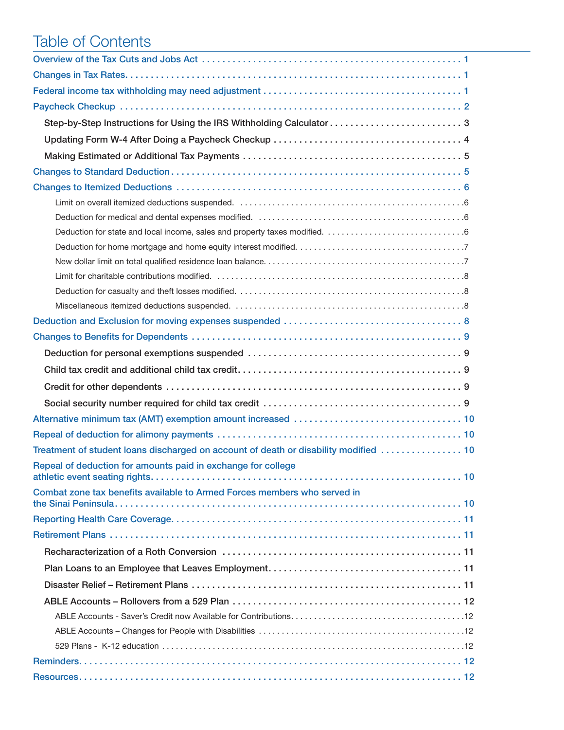# Table of Contents

- Overview of the Tax Cuts and Jobs Act . . . . . 1
- Changes in Tax Rates. . . . . 1
- Federal income tax withholding may need adjustment . . . . . 1
- Paycheck Checkup . . . . . 2
  - Step-by-Step Instructions for Using the IRS Withholding Calculator . . . . . 3
  - Updating Form W-4 After Doing a Paycheck Checkup . . . . . 4
  - Making Estimated or Additional Tax Payments . . . . . 5
- Changes to Standard Deduction . . . . . 5
- Changes to Itemized Deductions . . . . . 6
  - Limit on overall itemized deductions suspended. . . . . . 6
  - Deduction for medical and dental expenses modified. . . . . . 6
  - Deduction for state and local income, sales and property taxes modified. . . . . . 6
  - Deduction for home mortgage and home equity interest modified. . . . . . 7
  - New dollar limit on total qualified residence loan balance. . . . . . 7
  - Limit for charitable contributions modified. . . . . . 8
  - Deduction for casualty and theft losses modified. . . . . . 8
  - Miscellaneous itemized deductions suspended. . . . . . 8
- Deduction and Exclusion for moving expenses suspended . . . . . 8
- Changes to Benefits for Dependents . . . . . 9
  - Deduction for personal exemptions suspended . . . . . 9
  - Child tax credit and additional child tax credit. . . . . . 9
  - Credit for other dependents . . . . . 9
  - Social security number required for child tax credit . . . . . 9
- Alternative minimum tax (AMT) exemption amount increased . . . . . 10
- Repeal of deduction for alimony payments . . . . . 10
- Treatment of student loans discharged on account of death or disability modified . . . . . 10
- Repeal of deduction for amounts paid in exchange for college athletic event seating rights. . . . . . 10
- Combat zone tax benefits available to Armed Forces members who served in the Sinai Peninsula. . . . . . 10
- Reporting Health Care Coverage. . . . . . 11
- Retirement Plans . . . . . 11
  - Recharacterization of a Roth Conversion . . . . . 11
  - Plan Loans to an Employee that Leaves Employment. . . . . . 11
  - Disaster Relief – Retirement Plans . . . . . 11
  - ABLE Accounts – Rollovers from a 529 Plan . . . . . 12
    - ABLE Accounts - Saver's Credit now Available for Contributions. . . . . . 12
    - ABLE Accounts – Changes for People with Disabilities . . . . . 12
    - 529 Plans - K-12 education . . . . . 12
- Reminders. . . . . . 12
- Resources. . . . . . 12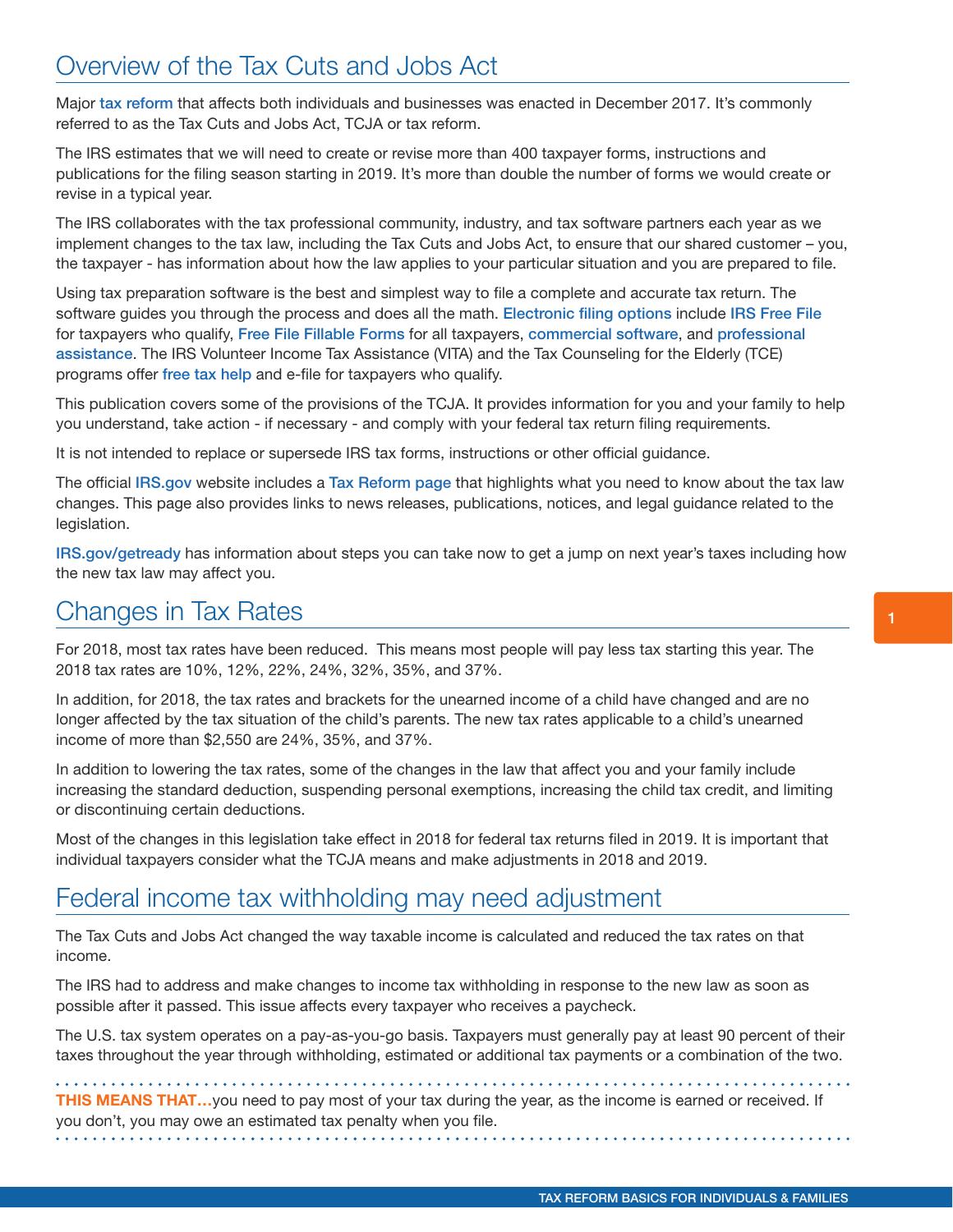## Overview of the Tax Cuts and Jobs Act

Major tax reform that affects both individuals and businesses was enacted in December 2017. It's commonly referred to as the Tax Cuts and Jobs Act, TCJA or tax reform.

The IRS estimates that we will need to create or revise more than 400 taxpayer forms, instructions and publications for the filing season starting in 2019. It's more than double the number of forms we would create or revise in a typical year.

The IRS collaborates with the tax professional community, industry, and tax software partners each year as we implement changes to the tax law, including the Tax Cuts and Jobs Act, to ensure that our shared customer – you, the taxpayer - has information about how the law applies to your particular situation and you are prepared to file.

Using tax preparation software is the best and simplest way to file a complete and accurate tax return. The software guides you through the process and does all the math. Electronic filing options include IRS Free File for taxpayers who qualify, Free File Fillable Forms for all taxpayers, commercial software, and professional assistance. The IRS Volunteer Income Tax Assistance (VITA) and the Tax Counseling for the Elderly (TCE) programs offer free tax help and e-file for taxpayers who qualify.

This publication covers some of the provisions of the TCJA. It provides information for you and your family to help you understand, take action - if necessary - and comply with your federal tax return filing requirements.

It is not intended to replace or supersede IRS tax forms, instructions or other official guidance.

The official IRS.gov website includes a Tax Reform page that highlights what you need to know about the tax law changes. This page also provides links to news releases, publications, notices, and legal guidance related to the legislation.

IRS.gov/getready has information about steps you can take now to get a jump on next year's taxes including how the new tax law may affect you.

## Changes in Tax Rates

For 2018, most tax rates have been reduced. This means most people will pay less tax starting this year. The 2018 tax rates are 10%, 12%, 22%, 24%, 32%, 35%, and 37%.

In addition, for 2018, the tax rates and brackets for the unearned income of a child have changed and are no longer affected by the tax situation of the child's parents. The new tax rates applicable to a child's unearned income of more than $2,550 are 24%, 35%, and 37%.

In addition to lowering the tax rates, some of the changes in the law that affect you and your family include increasing the standard deduction, suspending personal exemptions, increasing the child tax credit, and limiting or discontinuing certain deductions.

Most of the changes in this legislation take effect in 2018 for federal tax returns filed in 2019. It is important that individual taxpayers consider what the TCJA means and make adjustments in 2018 and 2019.

## Federal income tax withholding may need adjustment

The Tax Cuts and Jobs Act changed the way taxable income is calculated and reduced the tax rates on that income.

The IRS had to address and make changes to income tax withholding in response to the new law as soon as possible after it passed. This issue affects every taxpayer who receives a paycheck.

The U.S. tax system operates on a pay-as-you-go basis. Taxpayers must generally pay at least 90 percent of their taxes throughout the year through withholding, estimated or additional tax payments or a combination of the two.

**THIS MEANS THAT…**you need to pay most of your tax during the year, as the income is earned or received. If you don't, you may owe an estimated tax penalty when you file.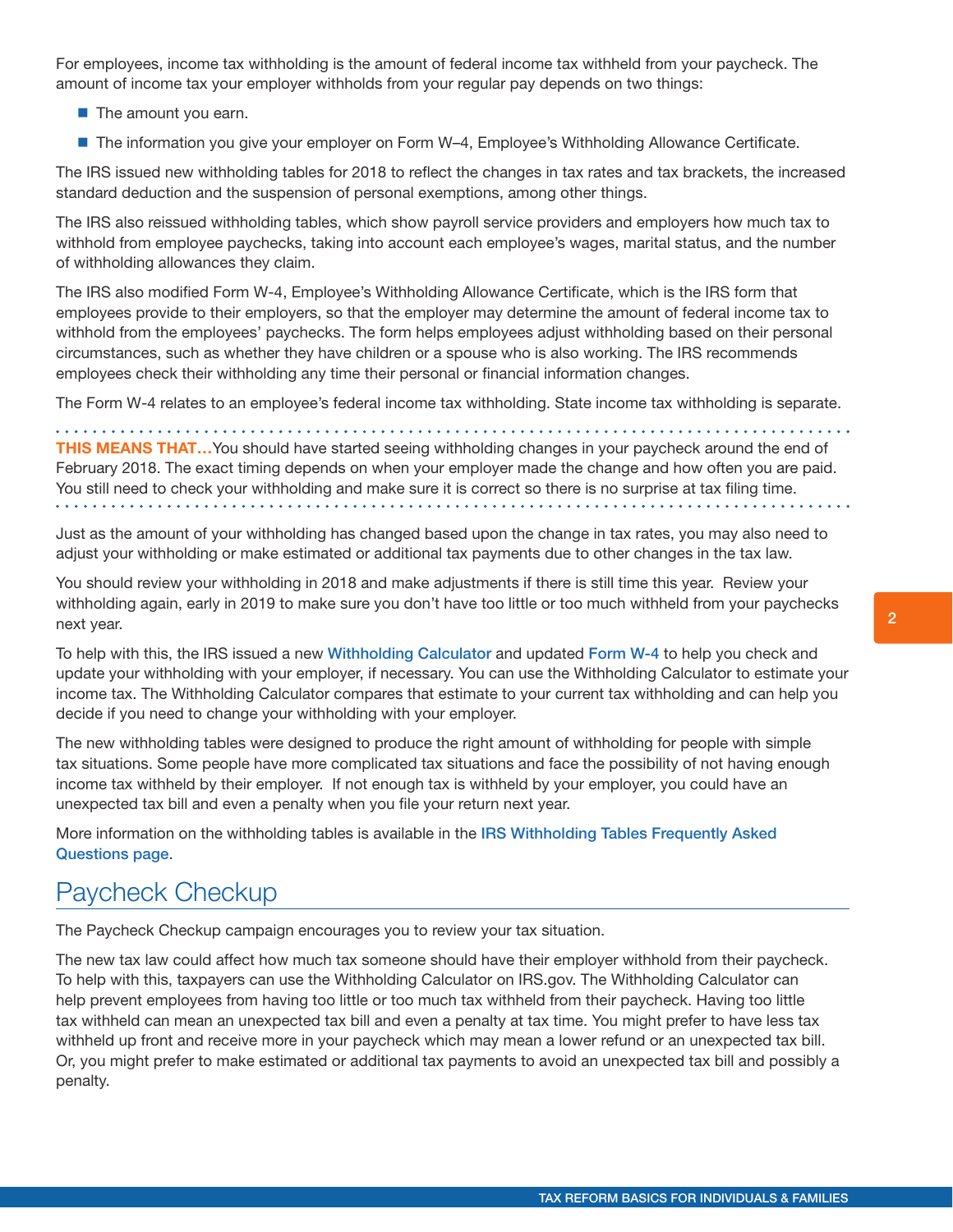For employees, income tax withholding is the amount of federal income tax withheld from your paycheck. The amount of income tax your employer withholds from your regular pay depends on two things:

- The amount you earn.
- The information you give your employer on Form W–4, Employee's Withholding Allowance Certificate.

The IRS issued new withholding tables for 2018 to reflect the changes in tax rates and tax brackets, the increased standard deduction and the suspension of personal exemptions, among other things.

The IRS also reissued withholding tables, which show payroll service providers and employers how much tax to withhold from employee paychecks, taking into account each employee's wages, marital status, and the number of withholding allowances they claim.

The IRS also modified Form W-4, Employee's Withholding Allowance Certificate, which is the IRS form that employees provide to their employers, so that the employer may determine the amount of federal income tax to withhold from the employees' paychecks. The form helps employees adjust withholding based on their personal circumstances, such as whether they have children or a spouse who is also working. The IRS recommends employees check their withholding any time their personal or financial information changes.

The Form W-4 relates to an employee's federal income tax withholding. State income tax withholding is separate.

**THIS MEANS THAT…**You should have started seeing withholding changes in your paycheck around the end of February 2018. The exact timing depends on when your employer made the change and how often you are paid. You still need to check your withholding and make sure it is correct so there is no surprise at tax filing time.

Just as the amount of your withholding has changed based upon the change in tax rates, you may also need to adjust your withholding or make estimated or additional tax payments due to other changes in the tax law.

You should review your withholding in 2018 and make adjustments if there is still time this year. Review your withholding again, early in 2019 to make sure you don't have too little or too much withheld from your paychecks next year.

To help with this, the IRS issued a new Withholding Calculator and updated Form W-4 to help you check and update your withholding with your employer, if necessary. You can use the Withholding Calculator to estimate your income tax. The Withholding Calculator compares that estimate to your current tax withholding and can help you decide if you need to change your withholding with your employer.

The new withholding tables were designed to produce the right amount of withholding for people with simple tax situations. Some people have more complicated tax situations and face the possibility of not having enough income tax withheld by their employer. If not enough tax is withheld by your employer, you could have an unexpected tax bill and even a penalty when you file your return next year.

More information on the withholding tables is available in the IRS Withholding Tables Frequently Asked Questions page.

## Paycheck Checkup

The Paycheck Checkup campaign encourages you to review your tax situation.

The new tax law could affect how much tax someone should have their employer withhold from their paycheck. To help with this, taxpayers can use the Withholding Calculator on IRS.gov. The Withholding Calculator can help prevent employees from having too little or too much tax withheld from their paycheck. Having too little tax withheld can mean an unexpected tax bill and even a penalty at tax time. You might prefer to have less tax withheld up front and receive more in your paycheck which may mean a lower refund or an unexpected tax bill. Or, you might prefer to make estimated or additional tax payments to avoid an unexpected tax bill and possibly a penalty.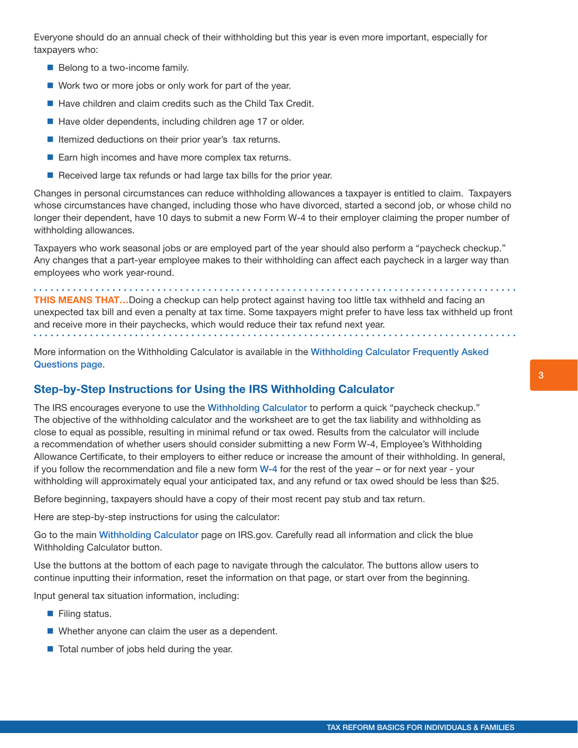Everyone should do an annual check of their withholding but this year is even more important, especially for taxpayers who:

- Belong to a two-income family.
- Work two or more jobs or only work for part of the year.
- Have children and claim credits such as the Child Tax Credit.
- Have older dependents, including children age 17 or older.
- Itemized deductions on their prior year's tax returns.
- Earn high incomes and have more complex tax returns.
- Received large tax refunds or had large tax bills for the prior year.

Changes in personal circumstances can reduce withholding allowances a taxpayer is entitled to claim. Taxpayers whose circumstances have changed, including those who have divorced, started a second job, or whose child no longer their dependent, have 10 days to submit a new Form W-4 to their employer claiming the proper number of withholding allowances.

Taxpayers who work seasonal jobs or are employed part of the year should also perform a "paycheck checkup." Any changes that a part-year employee makes to their withholding can affect each paycheck in a larger way than employees who work year-round.

**THIS MEANS THAT…**Doing a checkup can help protect against having too little tax withheld and facing an unexpected tax bill and even a penalty at tax time. Some taxpayers might prefer to have less tax withheld up front and receive more in their paychecks, which would reduce their tax refund next year.

More information on the Withholding Calculator is available in the Withholding Calculator Frequently Asked Questions page.

## Step-by-Step Instructions for Using the IRS Withholding Calculator

The IRS encourages everyone to use the Withholding Calculator to perform a quick "paycheck checkup." The objective of the withholding calculator and the worksheet are to get the tax liability and withholding as close to equal as possible, resulting in minimal refund or tax owed. Results from the calculator will include a recommendation of whether users should consider submitting a new Form W-4, Employee's Withholding Allowance Certificate, to their employers to either reduce or increase the amount of their withholding. In general, if you follow the recommendation and file a new form W-4 for the rest of the year – or for next year - your withholding will approximately equal your anticipated tax, and any refund or tax owed should be less than $25.

Before beginning, taxpayers should have a copy of their most recent pay stub and tax return.

Here are step-by-step instructions for using the calculator:

Go to the main Withholding Calculator page on IRS.gov. Carefully read all information and click the blue Withholding Calculator button.

Use the buttons at the bottom of each page to navigate through the calculator. The buttons allow users to continue inputting their information, reset the information on that page, or start over from the beginning.

Input general tax situation information, including:

- Filing status.
- Whether anyone can claim the user as a dependent.
- Total number of jobs held during the year.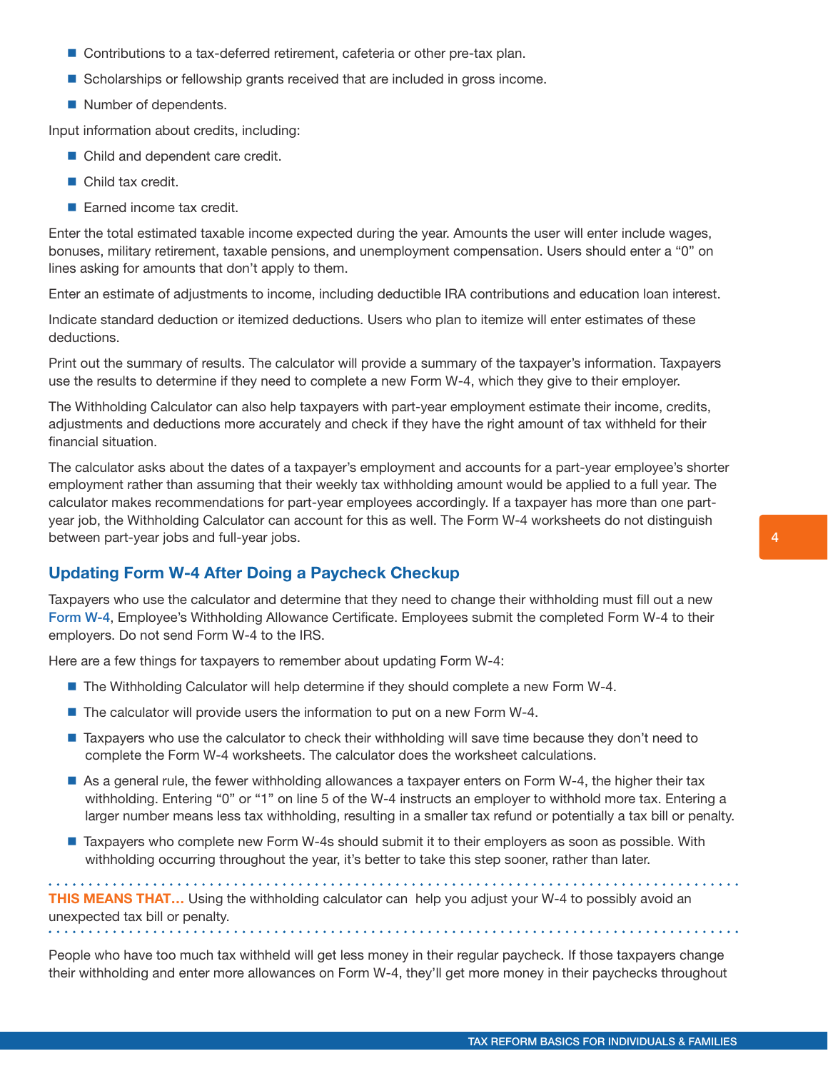- Contributions to a tax-deferred retirement, cafeteria or other pre-tax plan.
- Scholarships or fellowship grants received that are included in gross income.
- Number of dependents.

Input information about credits, including:

- Child and dependent care credit.
- Child tax credit.
- Earned income tax credit.

Enter the total estimated taxable income expected during the year. Amounts the user will enter include wages, bonuses, military retirement, taxable pensions, and unemployment compensation. Users should enter a "0" on lines asking for amounts that don't apply to them.

Enter an estimate of adjustments to income, including deductible IRA contributions and education loan interest.

Indicate standard deduction or itemized deductions. Users who plan to itemize will enter estimates of these deductions.

Print out the summary of results. The calculator will provide a summary of the taxpayer's information. Taxpayers use the results to determine if they need to complete a new Form W-4, which they give to their employer.

The Withholding Calculator can also help taxpayers with part-year employment estimate their income, credits, adjustments and deductions more accurately and check if they have the right amount of tax withheld for their financial situation.

The calculator asks about the dates of a taxpayer's employment and accounts for a part-year employee's shorter employment rather than assuming that their weekly tax withholding amount would be applied to a full year. The calculator makes recommendations for part-year employees accordingly. If a taxpayer has more than one part-year job, the Withholding Calculator can account for this as well. The Form W-4 worksheets do not distinguish between part-year jobs and full-year jobs.

## Updating Form W-4 After Doing a Paycheck Checkup

Taxpayers who use the calculator and determine that they need to change their withholding must fill out a new Form W-4, Employee's Withholding Allowance Certificate. Employees submit the completed Form W-4 to their employers. Do not send Form W-4 to the IRS.

Here are a few things for taxpayers to remember about updating Form W-4:

- The Withholding Calculator will help determine if they should complete a new Form W-4.
- The calculator will provide users the information to put on a new Form W-4.
- Taxpayers who use the calculator to check their withholding will save time because they don't need to complete the Form W-4 worksheets. The calculator does the worksheet calculations.
- As a general rule, the fewer withholding allowances a taxpayer enters on Form W-4, the higher their tax withholding. Entering "0" or "1" on line 5 of the W-4 instructs an employer to withhold more tax. Entering a larger number means less tax withholding, resulting in a smaller tax refund or potentially a tax bill or penalty.
- Taxpayers who complete new Form W-4s should submit it to their employers as soon as possible. With withholding occurring throughout the year, it's better to take this step sooner, rather than later.

**THIS MEANS THAT…** Using the withholding calculator can help you adjust your W-4 to possibly avoid an unexpected tax bill or penalty.

People who have too much tax withheld will get less money in their regular paycheck. If those taxpayers change their withholding and enter more allowances on Form W-4, they'll get more money in their paychecks throughout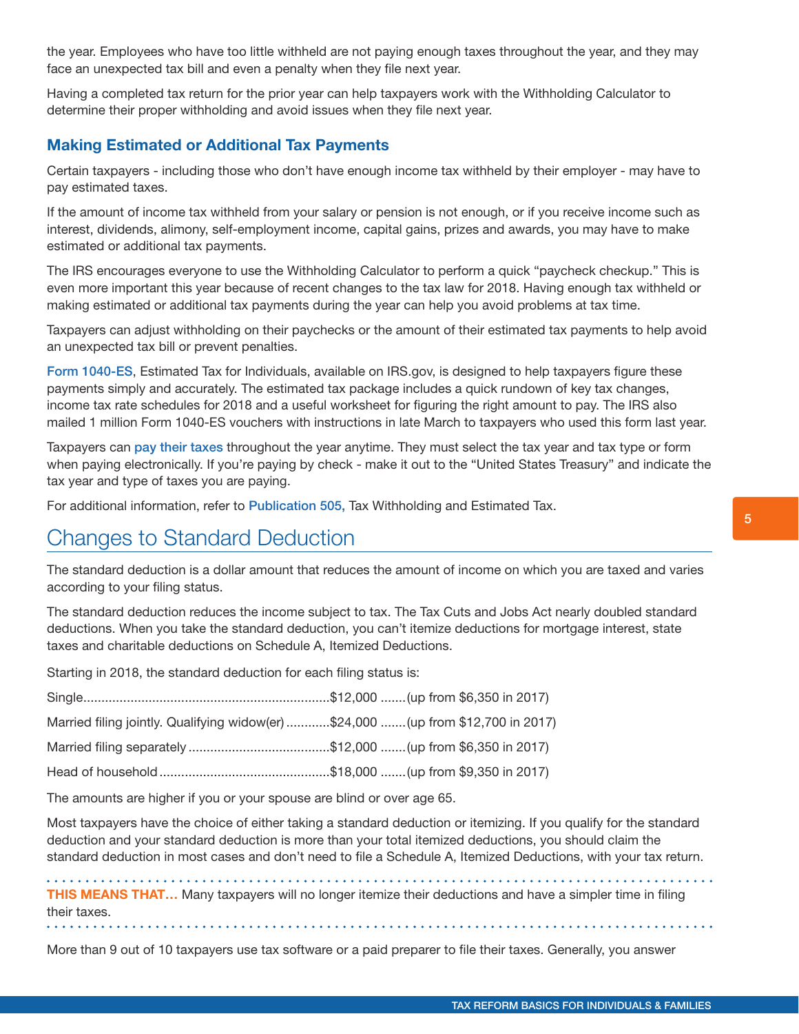the year. Employees who have too little withheld are not paying enough taxes throughout the year, and they may face an unexpected tax bill and even a penalty when they file next year.

Having a completed tax return for the prior year can help taxpayers work with the Withholding Calculator to determine their proper withholding and avoid issues when they file next year.

### Making Estimated or Additional Tax Payments

Certain taxpayers - including those who don't have enough income tax withheld by their employer - may have to pay estimated taxes.

If the amount of income tax withheld from your salary or pension is not enough, or if you receive income such as interest, dividends, alimony, self-employment income, capital gains, prizes and awards, you may have to make estimated or additional tax payments.

The IRS encourages everyone to use the Withholding Calculator to perform a quick "paycheck checkup." This is even more important this year because of recent changes to the tax law for 2018. Having enough tax withheld or making estimated or additional tax payments during the year can help you avoid problems at tax time.

Taxpayers can adjust withholding on their paychecks or the amount of their estimated tax payments to help avoid an unexpected tax bill or prevent penalties.

Form 1040-ES, Estimated Tax for Individuals, available on IRS.gov, is designed to help taxpayers figure these payments simply and accurately. The estimated tax package includes a quick rundown of key tax changes, income tax rate schedules for 2018 and a useful worksheet for figuring the right amount to pay. The IRS also mailed 1 million Form 1040-ES vouchers with instructions in late March to taxpayers who used this form last year.

Taxpayers can pay their taxes throughout the year anytime. They must select the tax year and tax type or form when paying electronically. If you're paying by check - make it out to the "United States Treasury" and indicate the tax year and type of taxes you are paying.

For additional information, refer to Publication 505, Tax Withholding and Estimated Tax.

## Changes to Standard Deduction

The standard deduction is a dollar amount that reduces the amount of income on which you are taxed and varies according to your filing status.

The standard deduction reduces the income subject to tax. The Tax Cuts and Jobs Act nearly doubled standard deductions. When you take the standard deduction, you can't itemize deductions for mortgage interest, state taxes and charitable deductions on Schedule A, Itemized Deductions.

Starting in 2018, the standard deduction for each filing status is:

Single....................................................................$12,000 .......(up from $6,350 in 2017)

Married filing jointly. Qualifying widow(er) ............$24,000 .......(up from $12,700 in 2017)

Married filing separately .......................................$12,000 .......(up from $6,350 in 2017)

Head of household ...............................................$18,000 .......(up from $9,350 in 2017)

The amounts are higher if you or your spouse are blind or over age 65.

Most taxpayers have the choice of either taking a standard deduction or itemizing. If you qualify for the standard deduction and your standard deduction is more than your total itemized deductions, you should claim the standard deduction in most cases and don't need to file a Schedule A, Itemized Deductions, with your tax return.

**THIS MEANS THAT…** Many taxpayers will no longer itemize their deductions and have a simpler time in filing their taxes.

More than 9 out of 10 taxpayers use tax software or a paid preparer to file their taxes. Generally, you answer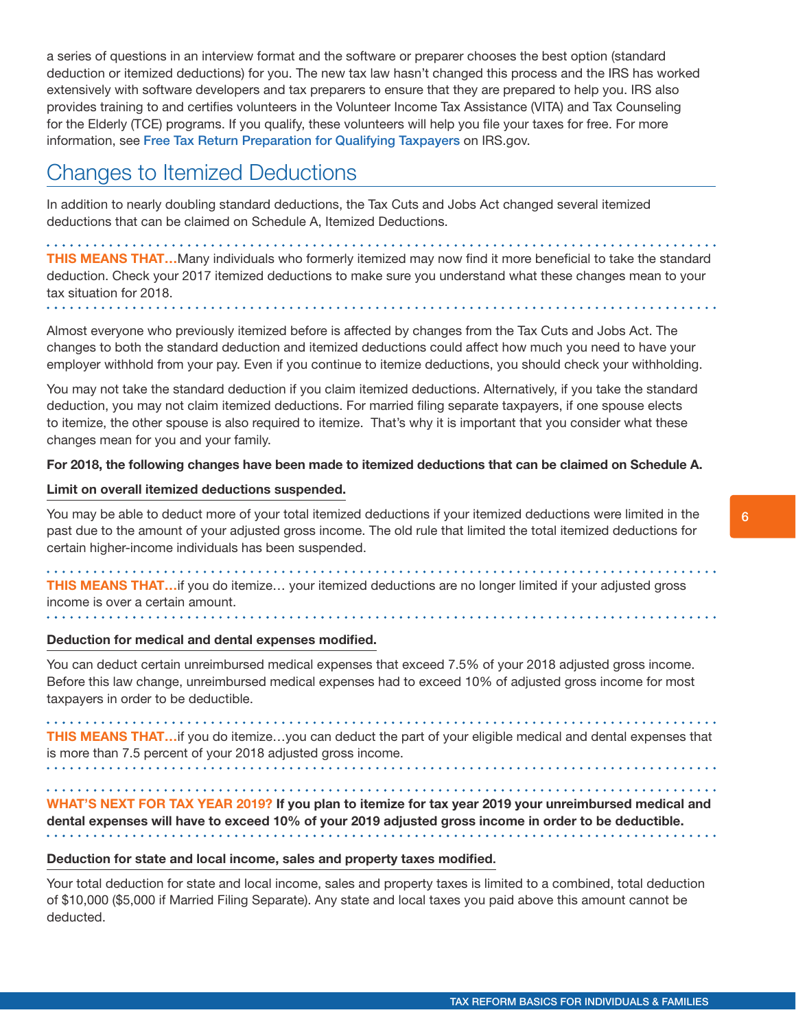a series of questions in an interview format and the software or preparer chooses the best option (standard deduction or itemized deductions) for you. The new tax law hasn't changed this process and the IRS has worked extensively with software developers and tax preparers to ensure that they are prepared to help you. IRS also provides training to and certifies volunteers in the Volunteer Income Tax Assistance (VITA) and Tax Counseling for the Elderly (TCE) programs. If you qualify, these volunteers will help you file your taxes for free. For more information, see Free Tax Return Preparation for Qualifying Taxpayers on IRS.gov.

## Changes to Itemized Deductions

In addition to nearly doubling standard deductions, the Tax Cuts and Jobs Act changed several itemized deductions that can be claimed on Schedule A, Itemized Deductions.

**THIS MEANS THAT…**Many individuals who formerly itemized may now find it more beneficial to take the standard deduction. Check your 2017 itemized deductions to make sure you understand what these changes mean to your tax situation for 2018.

Almost everyone who previously itemized before is affected by changes from the Tax Cuts and Jobs Act. The changes to both the standard deduction and itemized deductions could affect how much you need to have your employer withhold from your pay. Even if you continue to itemize deductions, you should check your withholding.

You may not take the standard deduction if you claim itemized deductions. Alternatively, if you take the standard deduction, you may not claim itemized deductions. For married filing separate taxpayers, if one spouse elects to itemize, the other spouse is also required to itemize. That's why it is important that you consider what these changes mean for you and your family.

**For 2018, the following changes have been made to itemized deductions that can be claimed on Schedule A.**

**Limit on overall itemized deductions suspended.**

You may be able to deduct more of your total itemized deductions if your itemized deductions were limited in the past due to the amount of your adjusted gross income. The old rule that limited the total itemized deductions for certain higher-income individuals has been suspended.

**THIS MEANS THAT…**if you do itemize… your itemized deductions are no longer limited if your adjusted gross income is over a certain amount.

**Deduction for medical and dental expenses modified.**

You can deduct certain unreimbursed medical expenses that exceed 7.5% of your 2018 adjusted gross income. Before this law change, unreimbursed medical expenses had to exceed 10% of adjusted gross income for most taxpayers in order to be deductible.

**THIS MEANS THAT…**if you do itemize…you can deduct the part of your eligible medical and dental expenses that is more than 7.5 percent of your 2018 adjusted gross income.

**WHAT'S NEXT FOR TAX YEAR 2019? If you plan to itemize for tax year 2019 your unreimbursed medical and dental expenses will have to exceed 10% of your 2019 adjusted gross income in order to be deductible.**

**Deduction for state and local income, sales and property taxes modified.**

Your total deduction for state and local income, sales and property taxes is limited to a combined, total deduction of $10,000 ($5,000 if Married Filing Separate). Any state and local taxes you paid above this amount cannot be deducted.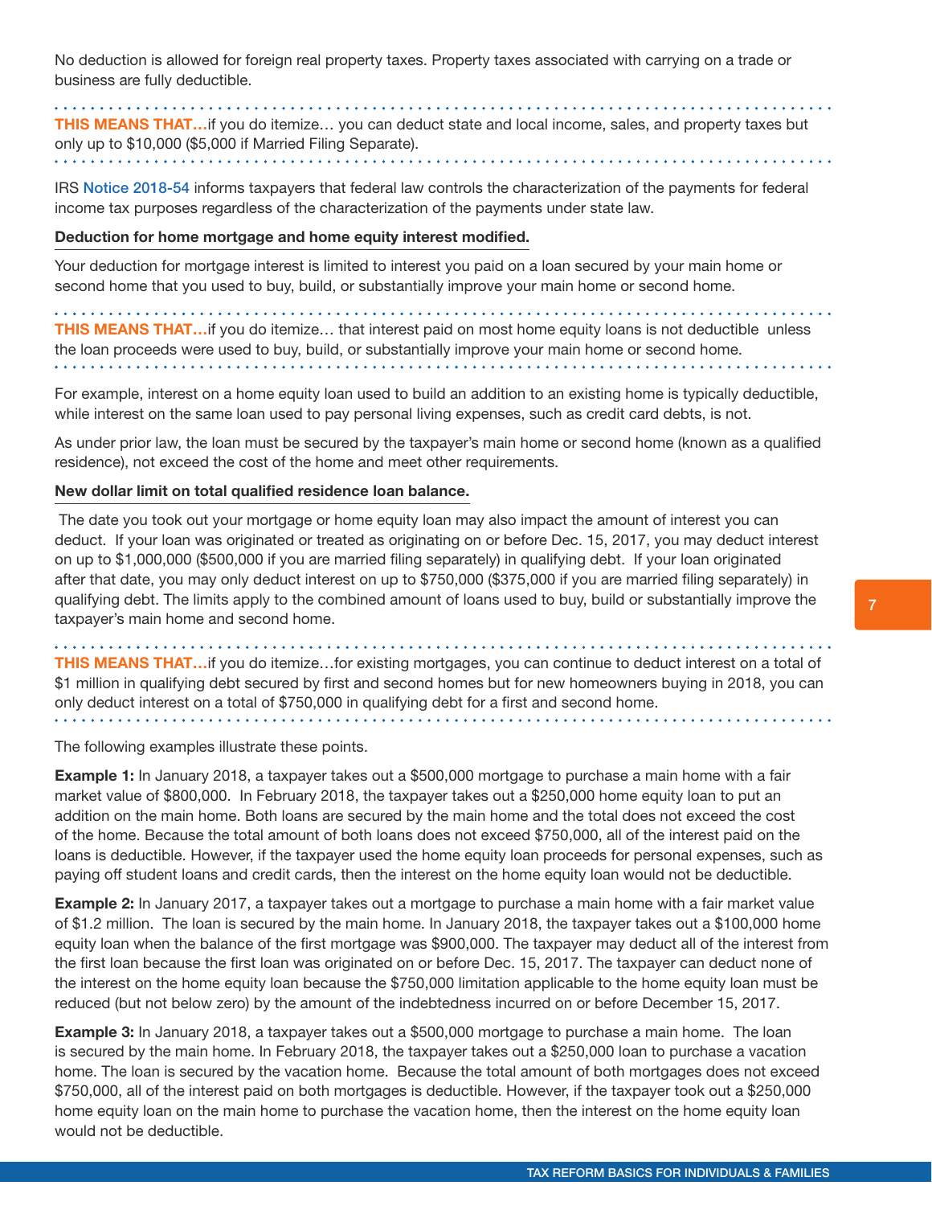No deduction is allowed for foreign real property taxes. Property taxes associated with carrying on a trade or business are fully deductible.

**THIS MEANS THAT…**if you do itemize… you can deduct state and local income, sales, and property taxes but only up to $10,000 ($5,000 if Married Filing Separate).

IRS Notice 2018-54 informs taxpayers that federal law controls the characterization of the payments for federal income tax purposes regardless of the characterization of the payments under state law.

**Deduction for home mortgage and home equity interest modified.**

Your deduction for mortgage interest is limited to interest you paid on a loan secured by your main home or second home that you used to buy, build, or substantially improve your main home or second home.

**THIS MEANS THAT…**if you do itemize… that interest paid on most home equity loans is not deductible unless the loan proceeds were used to buy, build, or substantially improve your main home or second home.

For example, interest on a home equity loan used to build an addition to an existing home is typically deductible, while interest on the same loan used to pay personal living expenses, such as credit card debts, is not.

As under prior law, the loan must be secured by the taxpayer's main home or second home (known as a qualified residence), not exceed the cost of the home and meet other requirements.

**New dollar limit on total qualified residence loan balance.**

The date you took out your mortgage or home equity loan may also impact the amount of interest you can deduct. If your loan was originated or treated as originating on or before Dec. 15, 2017, you may deduct interest on up to $1,000,000 ($500,000 if you are married filing separately) in qualifying debt. If your loan originated after that date, you may only deduct interest on up to $750,000 ($375,000 if you are married filing separately) in qualifying debt. The limits apply to the combined amount of loans used to buy, build or substantially improve the taxpayer's main home and second home.

**THIS MEANS THAT…**if you do itemize…for existing mortgages, you can continue to deduct interest on a total of $1 million in qualifying debt secured by first and second homes but for new homeowners buying in 2018, you can only deduct interest on a total of $750,000 in qualifying debt for a first and second home.

The following examples illustrate these points.

**Example 1:** In January 2018, a taxpayer takes out a $500,000 mortgage to purchase a main home with a fair market value of $800,000. In February 2018, the taxpayer takes out a $250,000 home equity loan to put an addition on the main home. Both loans are secured by the main home and the total does not exceed the cost of the home. Because the total amount of both loans does not exceed $750,000, all of the interest paid on the loans is deductible. However, if the taxpayer used the home equity loan proceeds for personal expenses, such as paying off student loans and credit cards, then the interest on the home equity loan would not be deductible.

**Example 2:** In January 2017, a taxpayer takes out a mortgage to purchase a main home with a fair market value of $1.2 million. The loan is secured by the main home. In January 2018, the taxpayer takes out a $100,000 home equity loan when the balance of the first mortgage was $900,000. The taxpayer may deduct all of the interest from the first loan because the first loan was originated on or before Dec. 15, 2017. The taxpayer can deduct none of the interest on the home equity loan because the $750,000 limitation applicable to the home equity loan must be reduced (but not below zero) by the amount of the indebtedness incurred on or before December 15, 2017.

**Example 3:** In January 2018, a taxpayer takes out a $500,000 mortgage to purchase a main home. The loan is secured by the main home. In February 2018, the taxpayer takes out a $250,000 loan to purchase a vacation home. The loan is secured by the vacation home. Because the total amount of both mortgages does not exceed $750,000, all of the interest paid on both mortgages is deductible. However, if the taxpayer took out a $250,000 home equity loan on the main home to purchase the vacation home, then the interest on the home equity loan would not be deductible.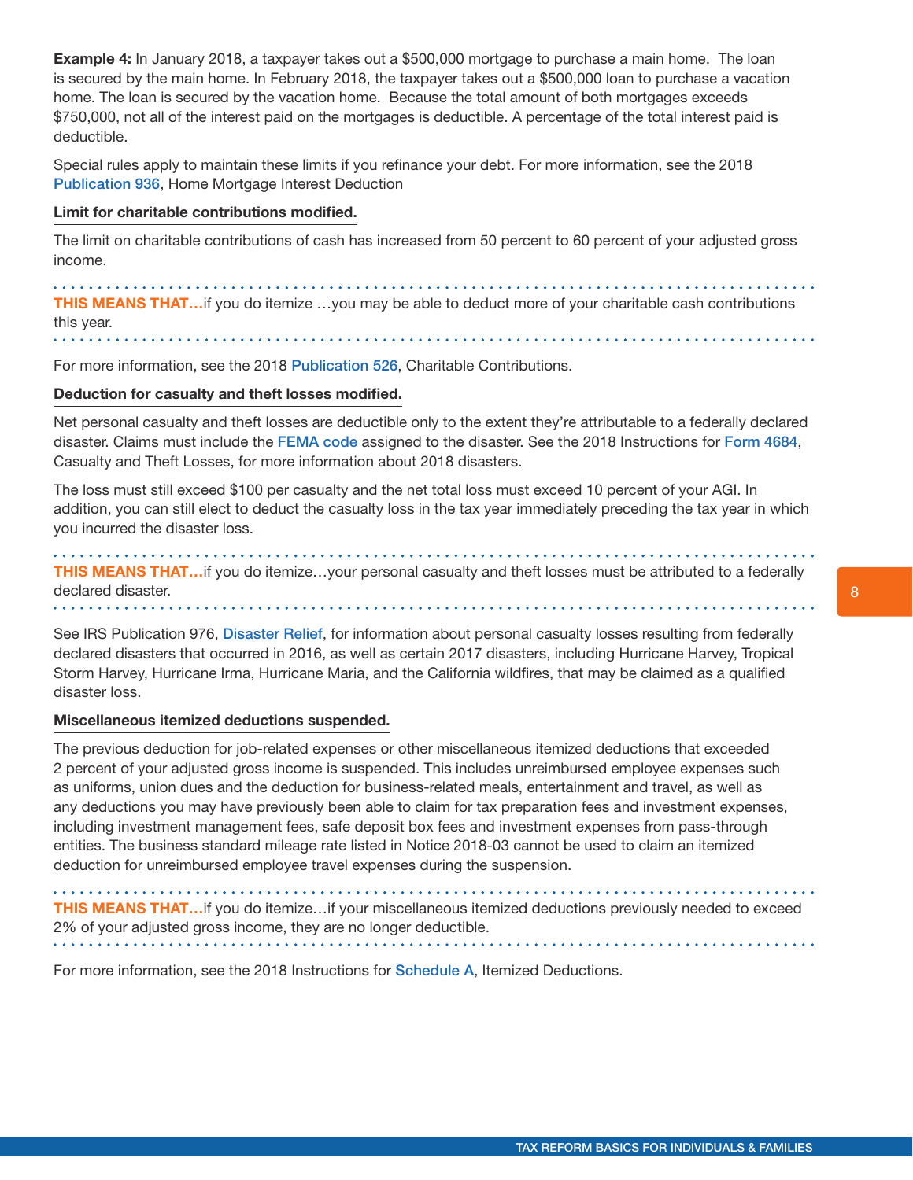**Example 4:** In January 2018, a taxpayer takes out a $500,000 mortgage to purchase a main home. The loan is secured by the main home. In February 2018, the taxpayer takes out a $500,000 loan to purchase a vacation home. The loan is secured by the vacation home. Because the total amount of both mortgages exceeds $750,000, not all of the interest paid on the mortgages is deductible. A percentage of the total interest paid is deductible.

Special rules apply to maintain these limits if you refinance your debt. For more information, see the 2018 Publication 936, Home Mortgage Interest Deduction

**Limit for charitable contributions modified.**

The limit on charitable contributions of cash has increased from 50 percent to 60 percent of your adjusted gross income.

**THIS MEANS THAT…**if you do itemize …you may be able to deduct more of your charitable cash contributions this year.

For more information, see the 2018 Publication 526, Charitable Contributions.

**Deduction for casualty and theft losses modified.**

Net personal casualty and theft losses are deductible only to the extent they're attributable to a federally declared disaster. Claims must include the FEMA code assigned to the disaster. See the 2018 Instructions for Form 4684, Casualty and Theft Losses, for more information about 2018 disasters.

The loss must still exceed $100 per casualty and the net total loss must exceed 10 percent of your AGI. In addition, you can still elect to deduct the casualty loss in the tax year immediately preceding the tax year in which you incurred the disaster loss.

**THIS MEANS THAT…**if you do itemize…your personal casualty and theft losses must be attributed to a federally declared disaster.

See IRS Publication 976, Disaster Relief, for information about personal casualty losses resulting from federally declared disasters that occurred in 2016, as well as certain 2017 disasters, including Hurricane Harvey, Tropical Storm Harvey, Hurricane Irma, Hurricane Maria, and the California wildfires, that may be claimed as a qualified disaster loss.

**Miscellaneous itemized deductions suspended.**

The previous deduction for job-related expenses or other miscellaneous itemized deductions that exceeded 2 percent of your adjusted gross income is suspended. This includes unreimbursed employee expenses such as uniforms, union dues and the deduction for business-related meals, entertainment and travel, as well as any deductions you may have previously been able to claim for tax preparation fees and investment expenses, including investment management fees, safe deposit box fees and investment expenses from pass-through entities. The business standard mileage rate listed in Notice 2018-03 cannot be used to claim an itemized deduction for unreimbursed employee travel expenses during the suspension.

**THIS MEANS THAT…**if you do itemize…if your miscellaneous itemized deductions previously needed to exceed 2% of your adjusted gross income, they are no longer deductible.

For more information, see the 2018 Instructions for Schedule A, Itemized Deductions.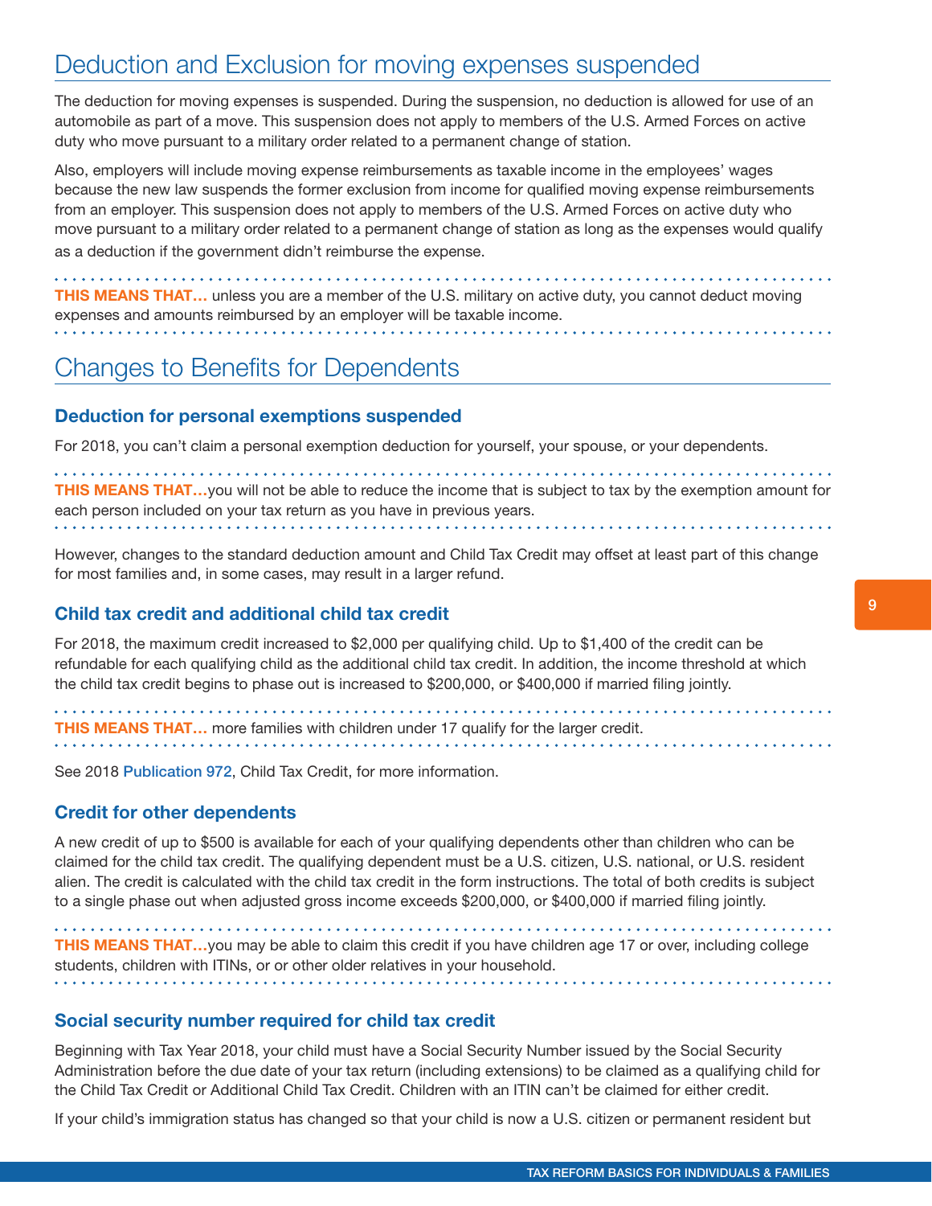## Deduction and Exclusion for moving expenses suspended

The deduction for moving expenses is suspended. During the suspension, no deduction is allowed for use of an automobile as part of a move. This suspension does not apply to members of the U.S. Armed Forces on active duty who move pursuant to a military order related to a permanent change of station.

Also, employers will include moving expense reimbursements as taxable income in the employees' wages because the new law suspends the former exclusion from income for qualified moving expense reimbursements from an employer. This suspension does not apply to members of the U.S. Armed Forces on active duty who move pursuant to a military order related to a permanent change of station as long as the expenses would qualify as a deduction if the government didn't reimburse the expense.

**THIS MEANS THAT…** unless you are a member of the U.S. military on active duty, you cannot deduct moving expenses and amounts reimbursed by an employer will be taxable income.

## Changes to Benefits for Dependents

### Deduction for personal exemptions suspended

For 2018, you can't claim a personal exemption deduction for yourself, your spouse, or your dependents.

**THIS MEANS THAT…**you will not be able to reduce the income that is subject to tax by the exemption amount for each person included on your tax return as you have in previous years.

However, changes to the standard deduction amount and Child Tax Credit may offset at least part of this change for most families and, in some cases, may result in a larger refund.

### Child tax credit and additional child tax credit

For 2018, the maximum credit increased to $2,000 per qualifying child. Up to $1,400 of the credit can be refundable for each qualifying child as the additional child tax credit. In addition, the income threshold at which the child tax credit begins to phase out is increased to $200,000, or $400,000 if married filing jointly.

**THIS MEANS THAT…** more families with children under 17 qualify for the larger credit.

See 2018 Publication 972, Child Tax Credit, for more information.

### Credit for other dependents

A new credit of up to $500 is available for each of your qualifying dependents other than children who can be claimed for the child tax credit. The qualifying dependent must be a U.S. citizen, U.S. national, or U.S. resident alien. The credit is calculated with the child tax credit in the form instructions. The total of both credits is subject to a single phase out when adjusted gross income exceeds $200,000, or $400,000 if married filing jointly.

**THIS MEANS THAT…**you may be able to claim this credit if you have children age 17 or over, including college students, children with ITINs, or or other older relatives in your household.

### Social security number required for child tax credit

Beginning with Tax Year 2018, your child must have a Social Security Number issued by the Social Security Administration before the due date of your tax return (including extensions) to be claimed as a qualifying child for the Child Tax Credit or Additional Child Tax Credit. Children with an ITIN can't be claimed for either credit.

If your child's immigration status has changed so that your child is now a U.S. citizen or permanent resident but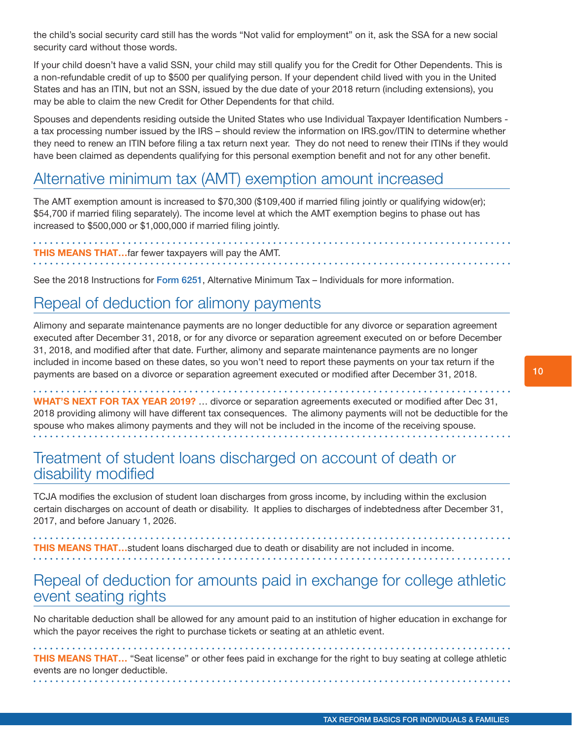the child's social security card still has the words "Not valid for employment" on it, ask the SSA for a new social security card without those words.

If your child doesn't have a valid SSN, your child may still qualify you for the Credit for Other Dependents. This is a non-refundable credit of up to $500 per qualifying person. If your dependent child lived with you in the United States and has an ITIN, but not an SSN, issued by the due date of your 2018 return (including extensions), you may be able to claim the new Credit for Other Dependents for that child.

Spouses and dependents residing outside the United States who use Individual Taxpayer Identification Numbers - a tax processing number issued by the IRS – should review the information on IRS.gov/ITIN to determine whether they need to renew an ITIN before filing a tax return next year. They do not need to renew their ITINs if they would have been claimed as dependents qualifying for this personal exemption benefit and not for any other benefit.

## Alternative minimum tax (AMT) exemption amount increased

The AMT exemption amount is increased to $70,300 ($109,400 if married filing jointly or qualifying widow(er); $54,700 if married filing separately). The income level at which the AMT exemption begins to phase out has increased to $500,000 or $1,000,000 if married filing jointly.

**THIS MEANS THAT…**far fewer taxpayers will pay the AMT.

See the 2018 Instructions for **Form 6251**, Alternative Minimum Tax – Individuals for more information.

## Repeal of deduction for alimony payments

Alimony and separate maintenance payments are no longer deductible for any divorce or separation agreement executed after December 31, 2018, or for any divorce or separation agreement executed on or before December 31, 2018, and modified after that date. Further, alimony and separate maintenance payments are no longer included in income based on these dates, so you won't need to report these payments on your tax return if the payments are based on a divorce or separation agreement executed or modified after December 31, 2018.

**WHAT'S NEXT FOR TAX YEAR 2019?** … divorce or separation agreements executed or modified after Dec 31, 2018 providing alimony will have different tax consequences. The alimony payments will not be deductible for the spouse who makes alimony payments and they will not be included in the income of the receiving spouse.

## Treatment of student loans discharged on account of death or disability modified

TCJA modifies the exclusion of student loan discharges from gross income, by including within the exclusion certain discharges on account of death or disability. It applies to discharges of indebtedness after December 31, 2017, and before January 1, 2026.

**THIS MEANS THAT…**student loans discharged due to death or disability are not included in income.

## Repeal of deduction for amounts paid in exchange for college athletic event seating rights

No charitable deduction shall be allowed for any amount paid to an institution of higher education in exchange for which the payor receives the right to purchase tickets or seating at an athletic event.

**THIS MEANS THAT…** "Seat license" or other fees paid in exchange for the right to buy seating at college athletic events are no longer deductible.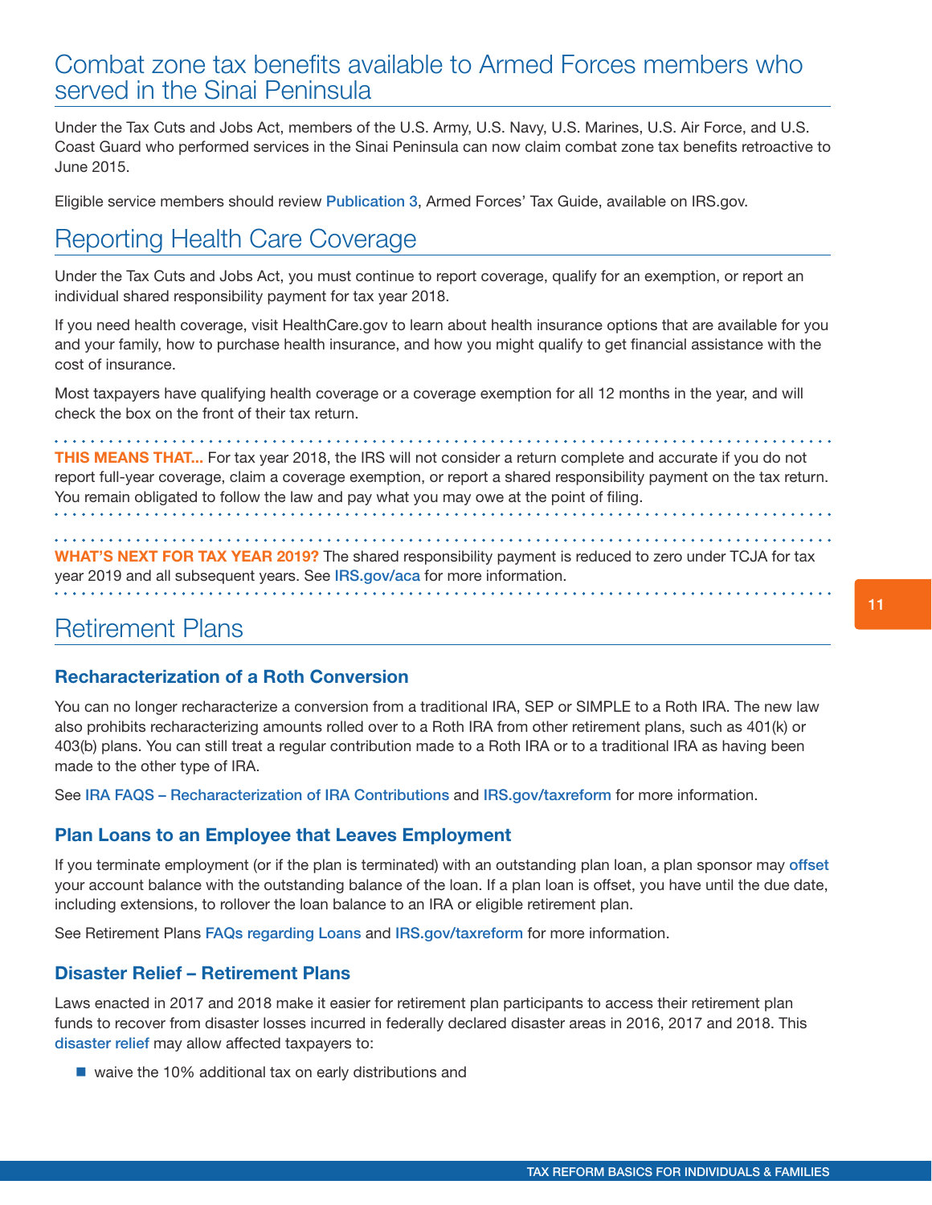## Combat zone tax benefits available to Armed Forces members who served in the Sinai Peninsula

Under the Tax Cuts and Jobs Act, members of the U.S. Army, U.S. Navy, U.S. Marines, U.S. Air Force, and U.S. Coast Guard who performed services in the Sinai Peninsula can now claim combat zone tax benefits retroactive to June 2015.

Eligible service members should review **Publication 3**, Armed Forces' Tax Guide, available on IRS.gov.

## Reporting Health Care Coverage

Under the Tax Cuts and Jobs Act, you must continue to report coverage, qualify for an exemption, or report an individual shared responsibility payment for tax year 2018.

If you need health coverage, visit HealthCare.gov to learn about health insurance options that are available for you and your family, how to purchase health insurance, and how you might qualify to get financial assistance with the cost of insurance.

Most taxpayers have qualifying health coverage or a coverage exemption for all 12 months in the year, and will check the box on the front of their tax return.

**THIS MEANS THAT...** For tax year 2018, the IRS will not consider a return complete and accurate if you do not report full-year coverage, claim a coverage exemption, or report a shared responsibility payment on the tax return. You remain obligated to follow the law and pay what you may owe at the point of filing.

**WHAT'S NEXT FOR TAX YEAR 2019?** The shared responsibility payment is reduced to zero under TCJA for tax year 2019 and all subsequent years. See IRS.gov/aca for more information.

## Retirement Plans

### Recharacterization of a Roth Conversion

You can no longer recharacterize a conversion from a traditional IRA, SEP or SIMPLE to a Roth IRA. The new law also prohibits recharacterizing amounts rolled over to a Roth IRA from other retirement plans, such as 401(k) or 403(b) plans. You can still treat a regular contribution made to a Roth IRA or to a traditional IRA as having been made to the other type of IRA.

See IRA FAQS – Recharacterization of IRA Contributions and IRS.gov/taxreform for more information.

### Plan Loans to an Employee that Leaves Employment

If you terminate employment (or if the plan is terminated) with an outstanding plan loan, a plan sponsor may offset your account balance with the outstanding balance of the loan. If a plan loan is offset, you have until the due date, including extensions, to rollover the loan balance to an IRA or eligible retirement plan.

See Retirement Plans FAQs regarding Loans and IRS.gov/taxreform for more information.

### Disaster Relief – Retirement Plans

Laws enacted in 2017 and 2018 make it easier for retirement plan participants to access their retirement plan funds to recover from disaster losses incurred in federally declared disaster areas in 2016, 2017 and 2018. This disaster relief may allow affected taxpayers to:

- waive the 10% additional tax on early distributions and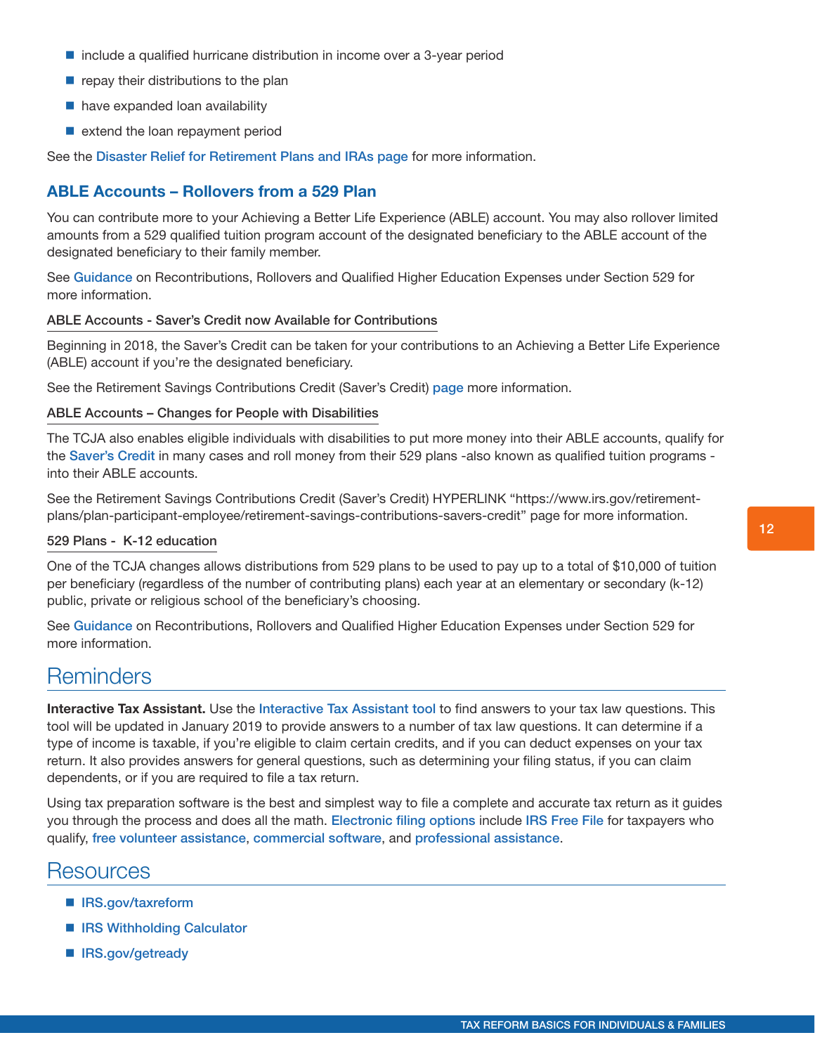- include a qualified hurricane distribution in income over a 3-year period
- repay their distributions to the plan
- have expanded loan availability
- extend the loan repayment period

See the Disaster Relief for Retirement Plans and IRAs page for more information.

## ABLE Accounts – Rollovers from a 529 Plan

You can contribute more to your Achieving a Better Life Experience (ABLE) account. You may also rollover limited amounts from a 529 qualified tuition program account of the designated beneficiary to the ABLE account of the designated beneficiary to their family member.

See Guidance on Recontributions, Rollovers and Qualified Higher Education Expenses under Section 529 for more information.

### ABLE Accounts - Saver's Credit now Available for Contributions

Beginning in 2018, the Saver's Credit can be taken for your contributions to an Achieving a Better Life Experience (ABLE) account if you're the designated beneficiary.

See the Retirement Savings Contributions Credit (Saver's Credit) page more information.

### ABLE Accounts – Changes for People with Disabilities

The TCJA also enables eligible individuals with disabilities to put more money into their ABLE accounts, qualify for the Saver's Credit in many cases and roll money from their 529 plans -also known as qualified tuition programs - into their ABLE accounts.

See the Retirement Savings Contributions Credit (Saver's Credit) HYPERLINK "https://www.irs.gov/retirement-plans/plan-participant-employee/retirement-savings-contributions-savers-credit" page for more information.

### 529 Plans - K-12 education

One of the TCJA changes allows distributions from 529 plans to be used to pay up to a total of $10,000 of tuition per beneficiary (regardless of the number of contributing plans) each year at an elementary or secondary (k-12) public, private or religious school of the beneficiary's choosing.

See Guidance on Recontributions, Rollovers and Qualified Higher Education Expenses under Section 529 for more information.

# Reminders

**Interactive Tax Assistant.** Use the Interactive Tax Assistant tool to find answers to your tax law questions. This tool will be updated in January 2019 to provide answers to a number of tax law questions. It can determine if a type of income is taxable, if you're eligible to claim certain credits, and if you can deduct expenses on your tax return. It also provides answers for general questions, such as determining your filing status, if you can claim dependents, or if you are required to file a tax return.

Using tax preparation software is the best and simplest way to file a complete and accurate tax return as it guides you through the process and does all the math. Electronic filing options include IRS Free File for taxpayers who qualify, free volunteer assistance, commercial software, and professional assistance.

# Resources

- IRS.gov/taxreform
- IRS Withholding Calculator
- IRS.gov/getready